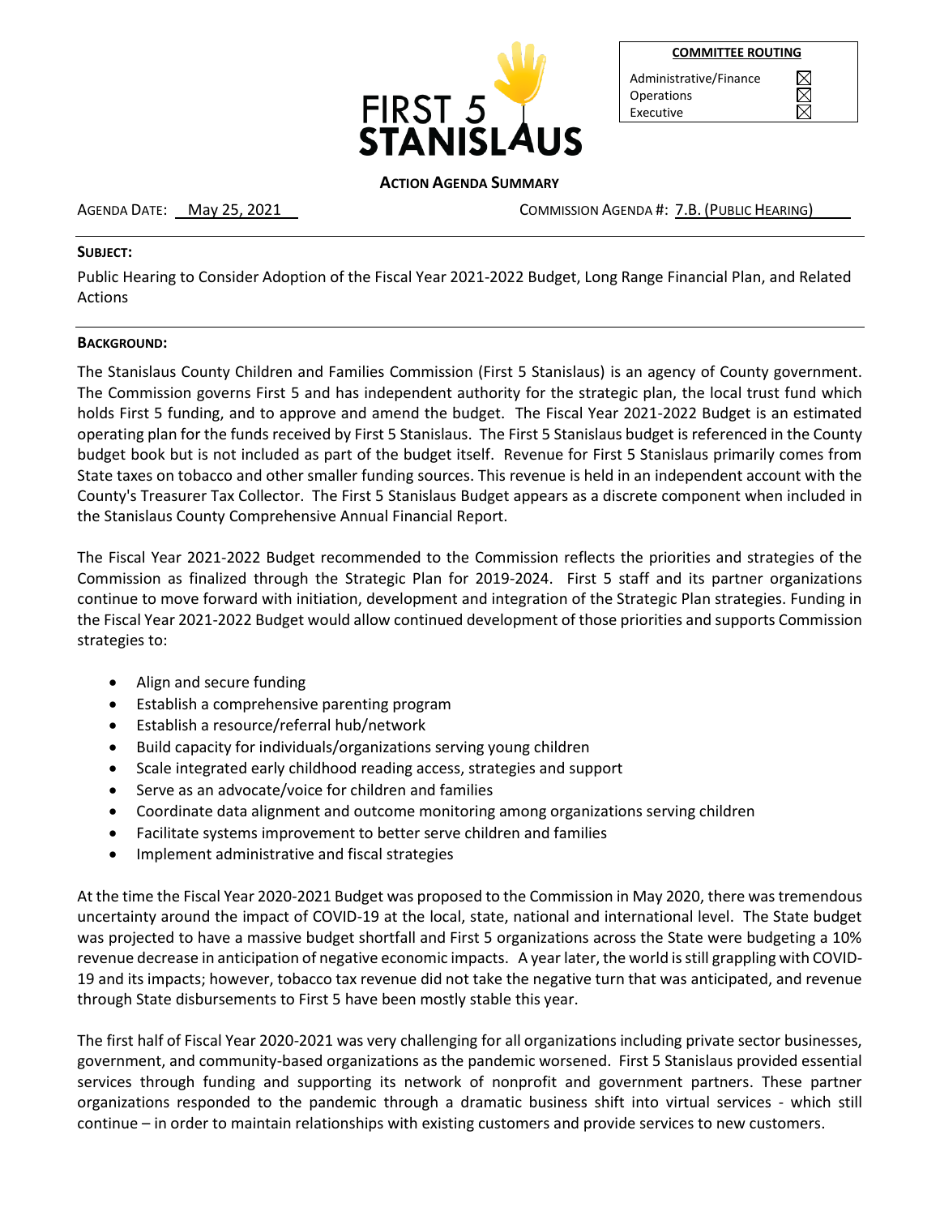FIRST 5 STANISLAUS

| COMMITTEE ROUTING | |
|---|---|
| Administrative/Finance | ☒ |
| Operations | ☒ |
| Executive | ☒ |

**ACTION AGENDA SUMMARY**

AGENDA DATE: May 25, 2021 COMMISSION AGENDA #: 7.B. (PUBLIC HEARING)

**SUBJECT:**

Public Hearing to Consider Adoption of the Fiscal Year 2021-2022 Budget, Long Range Financial Plan, and Related Actions

**BACKGROUND:**

The Stanislaus County Children and Families Commission (First 5 Stanislaus) is an agency of County government. The Commission governs First 5 and has independent authority for the strategic plan, the local trust fund which holds First 5 funding, and to approve and amend the budget. The Fiscal Year 2021-2022 Budget is an estimated operating plan for the funds received by First 5 Stanislaus. The First 5 Stanislaus budget is referenced in the County budget book but is not included as part of the budget itself. Revenue for First 5 Stanislaus primarily comes from State taxes on tobacco and other smaller funding sources. This revenue is held in an independent account with the County's Treasurer Tax Collector. The First 5 Stanislaus Budget appears as a discrete component when included in the Stanislaus County Comprehensive Annual Financial Report.

The Fiscal Year 2021-2022 Budget recommended to the Commission reflects the priorities and strategies of the Commission as finalized through the Strategic Plan for 2019-2024. First 5 staff and its partner organizations continue to move forward with initiation, development and integration of the Strategic Plan strategies. Funding in the Fiscal Year 2021-2022 Budget would allow continued development of those priorities and supports Commission strategies to:

- Align and secure funding
- Establish a comprehensive parenting program
- Establish a resource/referral hub/network
- Build capacity for individuals/organizations serving young children
- Scale integrated early childhood reading access, strategies and support
- Serve as an advocate/voice for children and families
- Coordinate data alignment and outcome monitoring among organizations serving children
- Facilitate systems improvement to better serve children and families
- Implement administrative and fiscal strategies

At the time the Fiscal Year 2020-2021 Budget was proposed to the Commission in May 2020, there was tremendous uncertainty around the impact of COVID-19 at the local, state, national and international level. The State budget was projected to have a massive budget shortfall and First 5 organizations across the State were budgeting a 10% revenue decrease in anticipation of negative economic impacts. A year later, the world is still grappling with COVID-19 and its impacts; however, tobacco tax revenue did not take the negative turn that was anticipated, and revenue through State disbursements to First 5 have been mostly stable this year.

The first half of Fiscal Year 2020-2021 was very challenging for all organizations including private sector businesses, government, and community-based organizations as the pandemic worsened. First 5 Stanislaus provided essential services through funding and supporting its network of nonprofit and government partners. These partner organizations responded to the pandemic through a dramatic business shift into virtual services - which still continue – in order to maintain relationships with existing customers and provide services to new customers.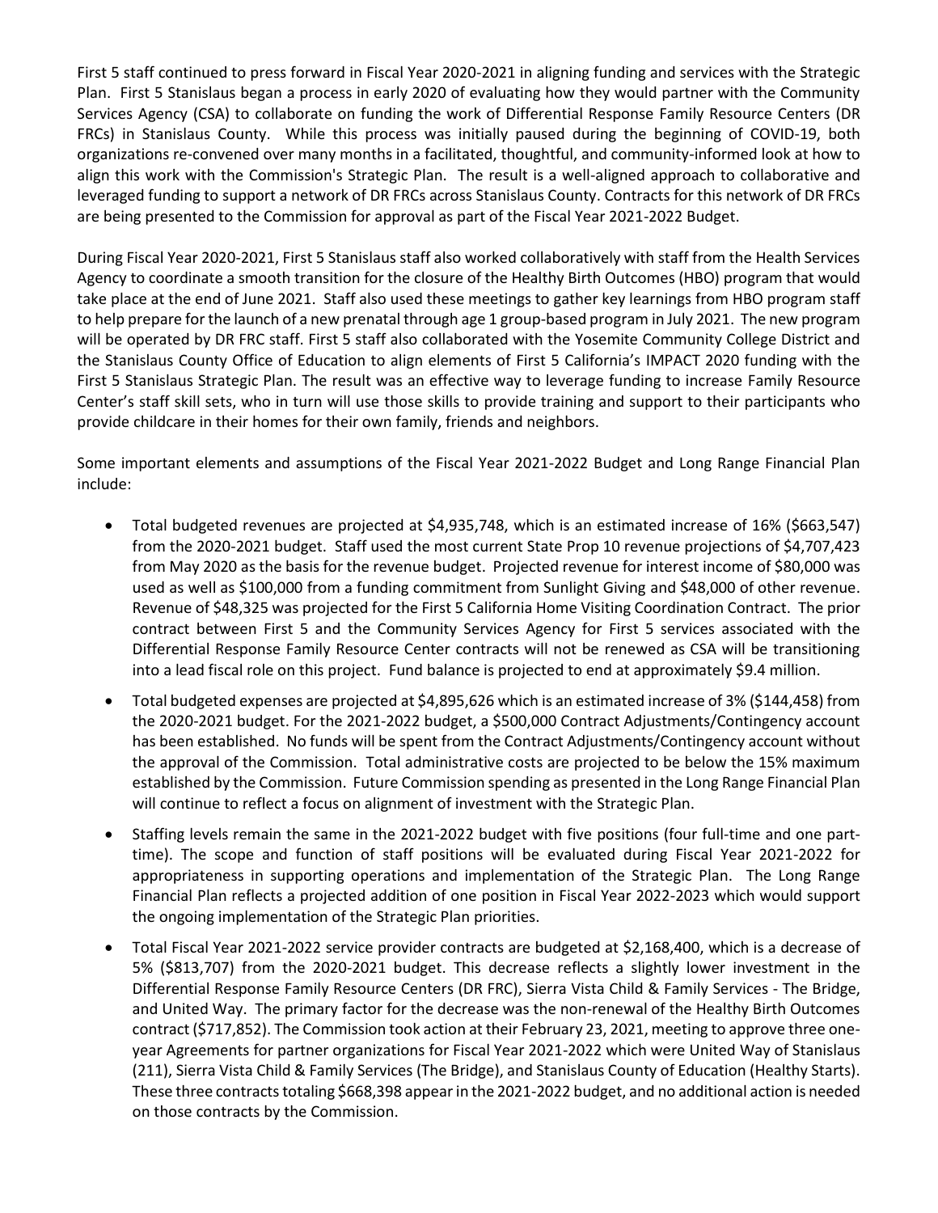First 5 staff continued to press forward in Fiscal Year 2020-2021 in aligning funding and services with the Strategic Plan. First 5 Stanislaus began a process in early 2020 of evaluating how they would partner with the Community Services Agency (CSA) to collaborate on funding the work of Differential Response Family Resource Centers (DR FRCs) in Stanislaus County. While this process was initially paused during the beginning of COVID-19, both organizations re-convened over many months in a facilitated, thoughtful, and community-informed look at how to align this work with the Commission's Strategic Plan. The result is a well-aligned approach to collaborative and leveraged funding to support a network of DR FRCs across Stanislaus County. Contracts for this network of DR FRCs are being presented to the Commission for approval as part of the Fiscal Year 2021-2022 Budget.

During Fiscal Year 2020-2021, First 5 Stanislaus staff also worked collaboratively with staff from the Health Services Agency to coordinate a smooth transition for the closure of the Healthy Birth Outcomes (HBO) program that would take place at the end of June 2021. Staff also used these meetings to gather key learnings from HBO program staff to help prepare for the launch of a new prenatal through age 1 group-based program in July 2021. The new program will be operated by DR FRC staff. First 5 staff also collaborated with the Yosemite Community College District and the Stanislaus County Office of Education to align elements of First 5 California's IMPACT 2020 funding with the First 5 Stanislaus Strategic Plan. The result was an effective way to leverage funding to increase Family Resource Center's staff skill sets, who in turn will use those skills to provide training and support to their participants who provide childcare in their homes for their own family, friends and neighbors.

Some important elements and assumptions of the Fiscal Year 2021-2022 Budget and Long Range Financial Plan include:

- Total budgeted revenues are projected at $4,935,748, which is an estimated increase of 16% ($663,547) from the 2020-2021 budget. Staff used the most current State Prop 10 revenue projections of $4,707,423 from May 2020 as the basis for the revenue budget. Projected revenue for interest income of $80,000 was used as well as $100,000 from a funding commitment from Sunlight Giving and $48,000 of other revenue. Revenue of $48,325 was projected for the First 5 California Home Visiting Coordination Contract. The prior contract between First 5 and the Community Services Agency for First 5 services associated with the Differential Response Family Resource Center contracts will not be renewed as CSA will be transitioning into a lead fiscal role on this project. Fund balance is projected to end at approximately $9.4 million.
- Total budgeted expenses are projected at $4,895,626 which is an estimated increase of 3% ($144,458) from the 2020-2021 budget. For the 2021-2022 budget, a $500,000 Contract Adjustments/Contingency account has been established. No funds will be spent from the Contract Adjustments/Contingency account without the approval of the Commission. Total administrative costs are projected to be below the 15% maximum established by the Commission. Future Commission spending as presented in the Long Range Financial Plan will continue to reflect a focus on alignment of investment with the Strategic Plan.
- Staffing levels remain the same in the 2021-2022 budget with five positions (four full-time and one part-time). The scope and function of staff positions will be evaluated during Fiscal Year 2021-2022 for appropriateness in supporting operations and implementation of the Strategic Plan. The Long Range Financial Plan reflects a projected addition of one position in Fiscal Year 2022-2023 which would support the ongoing implementation of the Strategic Plan priorities.
- Total Fiscal Year 2021-2022 service provider contracts are budgeted at $2,168,400, which is a decrease of 5% ($813,707) from the 2020-2021 budget. This decrease reflects a slightly lower investment in the Differential Response Family Resource Centers (DR FRC), Sierra Vista Child & Family Services - The Bridge, and United Way. The primary factor for the decrease was the non-renewal of the Healthy Birth Outcomes contract ($717,852). The Commission took action at their February 23, 2021, meeting to approve three one-year Agreements for partner organizations for Fiscal Year 2021-2022 which were United Way of Stanislaus (211), Sierra Vista Child & Family Services (The Bridge), and Stanislaus County of Education (Healthy Starts). These three contracts totaling $668,398 appear in the 2021-2022 budget, and no additional action is needed on those contracts by the Commission.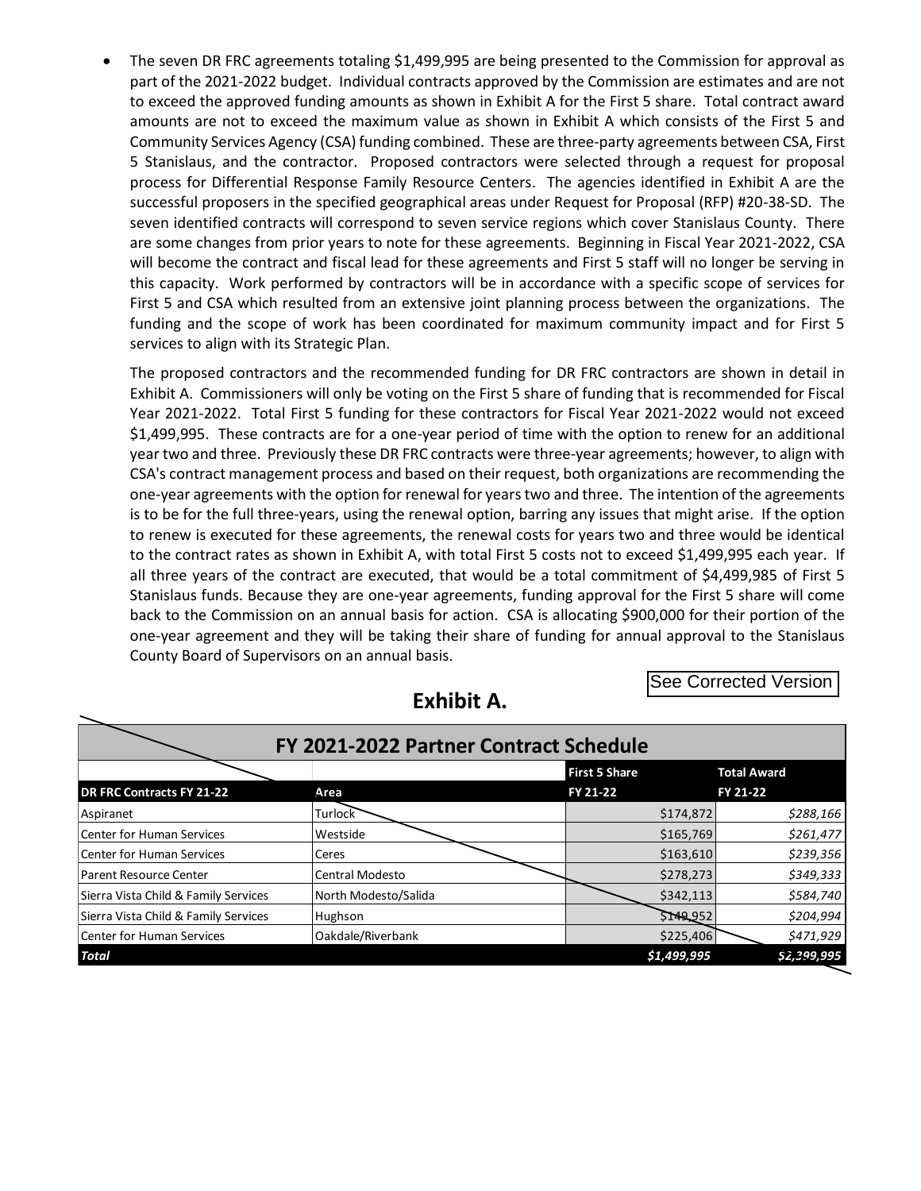- The seven DR FRC agreements totaling $1,499,995 are being presented to the Commission for approval as part of the 2021-2022 budget. Individual contracts approved by the Commission are estimates and are not to exceed the approved funding amounts as shown in Exhibit A for the First 5 share. Total contract award amounts are not to exceed the maximum value as shown in Exhibit A which consists of the First 5 and Community Services Agency (CSA) funding combined. These are three-party agreements between CSA, First 5 Stanislaus, and the contractor. Proposed contractors were selected through a request for proposal process for Differential Response Family Resource Centers. The agencies identified in Exhibit A are the successful proposers in the specified geographical areas under Request for Proposal (RFP) #20-38-SD. The seven identified contracts will correspond to seven service regions which cover Stanislaus County. There are some changes from prior years to note for these agreements. Beginning in Fiscal Year 2021-2022, CSA will become the contract and fiscal lead for these agreements and First 5 staff will no longer be serving in this capacity. Work performed by contractors will be in accordance with a specific scope of services for First 5 and CSA which resulted from an extensive joint planning process between the organizations. The funding and the scope of work has been coordinated for maximum community impact and for First 5 services to align with its Strategic Plan.

  The proposed contractors and the recommended funding for DR FRC contractors are shown in detail in Exhibit A. Commissioners will only be voting on the First 5 share of funding that is recommended for Fiscal Year 2021-2022. Total First 5 funding for these contractors for Fiscal Year 2021-2022 would not exceed $1,499,995. These contracts are for a one-year period of time with the option to renew for an additional year two and three. Previously these DR FRC contracts were three-year agreements; however, to align with CSA's contract management process and based on their request, both organizations are recommending the one-year agreements with the option for renewal for years two and three. The intention of the agreements is to be for the full three-years, using the renewal option, barring any issues that might arise. If the option to renew is executed for these agreements, the renewal costs for years two and three would be identical to the contract rates as shown in Exhibit A, with total First 5 costs not to exceed $1,499,995 each year. If all three years of the contract are executed, that would be a total commitment of $4,499,985 of First 5 Stanislaus funds. Because they are one-year agreements, funding approval for the First 5 share will come back to the Commission on an annual basis for action. CSA is allocating $900,000 for their portion of the one-year agreement and they will be taking their share of funding for annual approval to the Stanislaus County Board of Supervisors on an annual basis.

See Corrected Version

## Exhibit A.

**FY 2021-2022 Partner Contract Schedule**

| DR FRC Contracts FY 21-22 | Area | First 5 Share FY 21-22 | Total Award FY 21-22 |
|---|---|---|---|
| Aspiranet | Turlock | $174,872 | *$288,166* |
| Center for Human Services | Westside | $165,769 | *$261,477* |
| Center for Human Services | Ceres | $163,610 | *$239,356* |
| Parent Resource Center | Central Modesto | $278,273 | *$349,333* |
| Sierra Vista Child & Family Services | North Modesto/Salida | $342,113 | *$584,740* |
| Sierra Vista Child & Family Services | Hughson | $149,952 | *$204,994* |
| Center for Human Services | Oakdale/Riverbank | $225,406 | *$471,929* |
| ***Total*** | | ***$1,499,995*** | ***$2,399,995*** |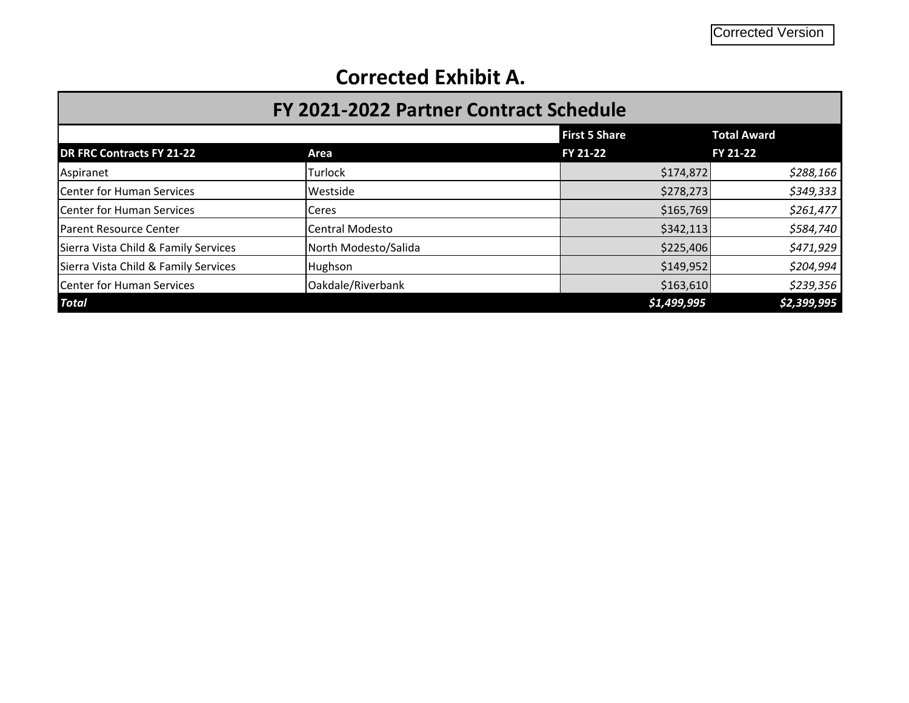Corrected Version

# Corrected Exhibit A.

| FY 2021-2022 Partner Contract Schedule | | | |
|---|---|---|---|
| | | **First 5 Share** | **Total Award** |
| **DR FRC Contracts FY 21-22** | **Area** | **FY 21-22** | **FY 21-22** |
| Aspiranet | Turlock | $174,872 | *$288,166* |
| Center for Human Services | Westside | $278,273 | *$349,333* |
| Center for Human Services | Ceres | $165,769 | *$261,477* |
| Parent Resource Center | Central Modesto | $342,113 | *$584,740* |
| Sierra Vista Child & Family Services | North Modesto/Salida | $225,406 | *$471,929* |
| Sierra Vista Child & Family Services | Hughson | $149,952 | *$204,994* |
| Center for Human Services | Oakdale/Riverbank | $163,610 | *$239,356* |
| ***Total*** | | ***$1,499,995*** | ***$2,399,995*** |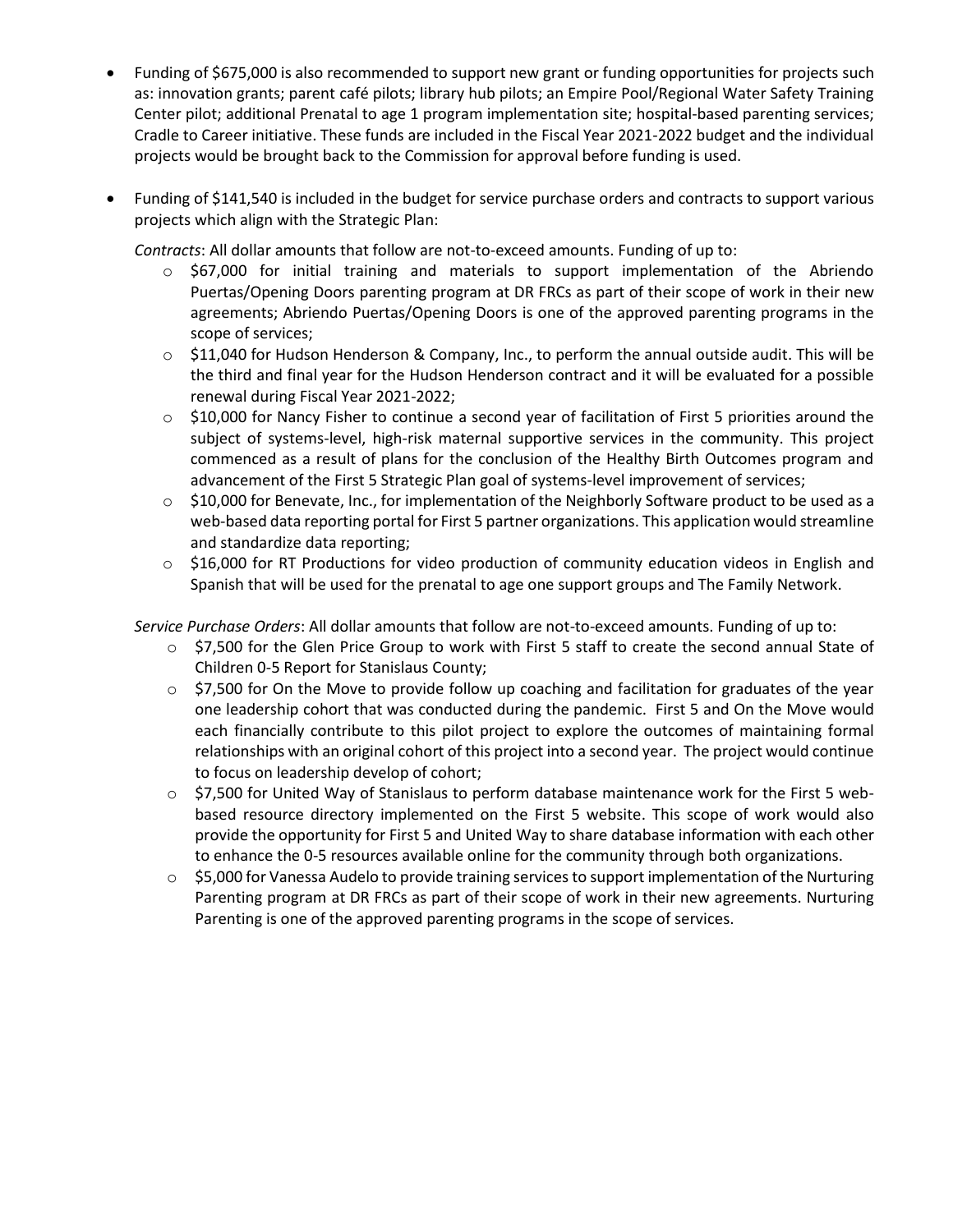- Funding of $675,000 is also recommended to support new grant or funding opportunities for projects such as: innovation grants; parent café pilots; library hub pilots; an Empire Pool/Regional Water Safety Training Center pilot; additional Prenatal to age 1 program implementation site; hospital-based parenting services; Cradle to Career initiative. These funds are included in the Fiscal Year 2021-2022 budget and the individual projects would be brought back to the Commission for approval before funding is used.

- Funding of $141,540 is included in the budget for service purchase orders and contracts to support various projects which align with the Strategic Plan:

  *Contracts*: All dollar amounts that follow are not-to-exceed amounts. Funding of up to:
  - $67,000 for initial training and materials to support implementation of the Abriendo Puertas/Opening Doors parenting program at DR FRCs as part of their scope of work in their new agreements; Abriendo Puertas/Opening Doors is one of the approved parenting programs in the scope of services;
  - $11,040 for Hudson Henderson & Company, Inc., to perform the annual outside audit. This will be the third and final year for the Hudson Henderson contract and it will be evaluated for a possible renewal during Fiscal Year 2021-2022;
  - $10,000 for Nancy Fisher to continue a second year of facilitation of First 5 priorities around the subject of systems-level, high-risk maternal supportive services in the community. This project commenced as a result of plans for the conclusion of the Healthy Birth Outcomes program and advancement of the First 5 Strategic Plan goal of systems-level improvement of services;
  - $10,000 for Benevate, Inc., for implementation of the Neighborly Software product to be used as a web-based data reporting portal for First 5 partner organizations. This application would streamline and standardize data reporting;
  - $16,000 for RT Productions for video production of community education videos in English and Spanish that will be used for the prenatal to age one support groups and The Family Network.

  *Service Purchase Orders*: All dollar amounts that follow are not-to-exceed amounts. Funding of up to:
  - $7,500 for the Glen Price Group to work with First 5 staff to create the second annual State of Children 0-5 Report for Stanislaus County;
  - $7,500 for On the Move to provide follow up coaching and facilitation for graduates of the year one leadership cohort that was conducted during the pandemic. First 5 and On the Move would each financially contribute to this pilot project to explore the outcomes of maintaining formal relationships with an original cohort of this project into a second year. The project would continue to focus on leadership develop of cohort;
  - $7,500 for United Way of Stanislaus to perform database maintenance work for the First 5 web-based resource directory implemented on the First 5 website. This scope of work would also provide the opportunity for First 5 and United Way to share database information with each other to enhance the 0-5 resources available online for the community through both organizations.
  - $5,000 for Vanessa Audelo to provide training services to support implementation of the Nurturing Parenting program at DR FRCs as part of their scope of work in their new agreements. Nurturing Parenting is one of the approved parenting programs in the scope of services.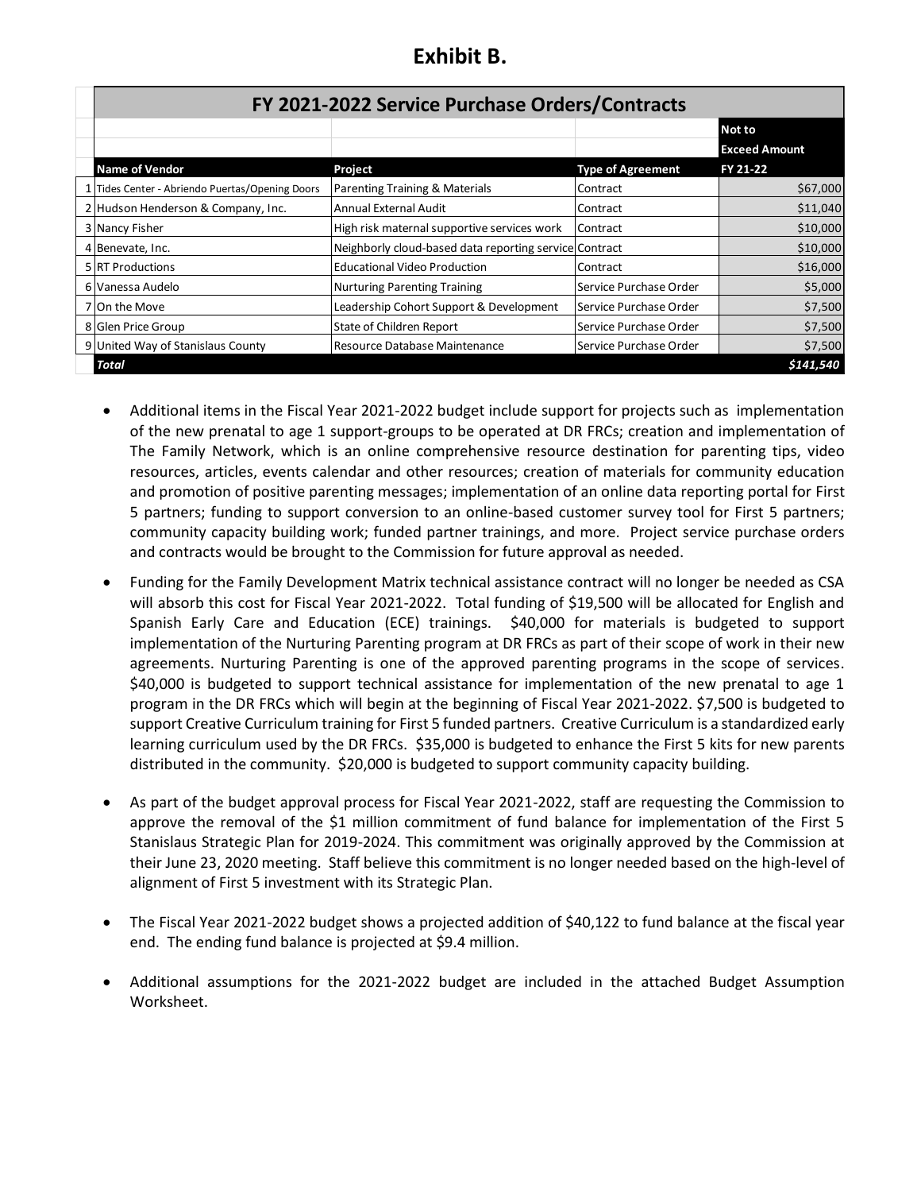# Exhibit B.

| | FY 2021-2022 Service Purchase Orders/Contracts | | | |
|---|---|---|---|---|
| | Name of Vendor | Project | Type of Agreement | Not to Exceed Amount FY 21-22 |
| 1 | Tides Center - Abriendo Puertas/Opening Doors | Parenting Training & Materials | Contract | $67,000 |
| 2 | Hudson Henderson & Company, Inc. | Annual External Audit | Contract | $11,040 |
| 3 | Nancy Fisher | High risk maternal supportive services work | Contract | $10,000 |
| 4 | Benevate, Inc. | Neighborly cloud-based data reporting service | Contract | $10,000 |
| 5 | RT Productions | Educational Video Production | Contract | $16,000 |
| 6 | Vanessa Audelo | Nurturing Parenting Training | Service Purchase Order | $5,000 |
| 7 | On the Move | Leadership Cohort Support & Development | Service Purchase Order | $7,500 |
| 8 | Glen Price Group | State of Children Report | Service Purchase Order | $7,500 |
| 9 | United Way of Stanislaus County | Resource Database Maintenance | Service Purchase Order | $7,500 |
| | ***Total*** | | | ***$141,540*** |

- Additional items in the Fiscal Year 2021-2022 budget include support for projects such as implementation of the new prenatal to age 1 support-groups to be operated at DR FRCs; creation and implementation of The Family Network, which is an online comprehensive resource destination for parenting tips, video resources, articles, events calendar and other resources; creation of materials for community education and promotion of positive parenting messages; implementation of an online data reporting portal for First 5 partners; funding to support conversion to an online-based customer survey tool for First 5 partners; community capacity building work; funded partner trainings, and more. Project service purchase orders and contracts would be brought to the Commission for future approval as needed.

- Funding for the Family Development Matrix technical assistance contract will no longer be needed as CSA will absorb this cost for Fiscal Year 2021-2022. Total funding of $19,500 will be allocated for English and Spanish Early Care and Education (ECE) trainings. $40,000 for materials is budgeted to support implementation of the Nurturing Parenting program at DR FRCs as part of their scope of work in their new agreements. Nurturing Parenting is one of the approved parenting programs in the scope of services. $40,000 is budgeted to support technical assistance for implementation of the new prenatal to age 1 program in the DR FRCs which will begin at the beginning of Fiscal Year 2021-2022. $7,500 is budgeted to support Creative Curriculum training for First 5 funded partners. Creative Curriculum is a standardized early learning curriculum used by the DR FRCs. $35,000 is budgeted to enhance the First 5 kits for new parents distributed in the community. $20,000 is budgeted to support community capacity building.

- As part of the budget approval process for Fiscal Year 2021-2022, staff are requesting the Commission to approve the removal of the $1 million commitment of fund balance for implementation of the First 5 Stanislaus Strategic Plan for 2019-2024. This commitment was originally approved by the Commission at their June 23, 2020 meeting. Staff believe this commitment is no longer needed based on the high-level of alignment of First 5 investment with its Strategic Plan.

- The Fiscal Year 2021-2022 budget shows a projected addition of $40,122 to fund balance at the fiscal year end. The ending fund balance is projected at $9.4 million.

- Additional assumptions for the 2021-2022 budget are included in the attached Budget Assumption Worksheet.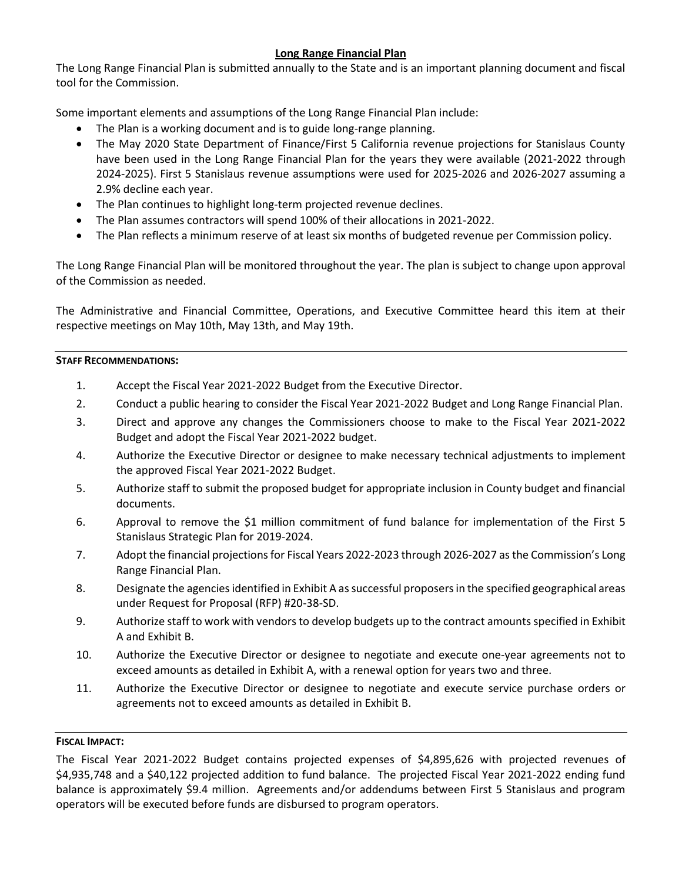## Long Range Financial Plan

The Long Range Financial Plan is submitted annually to the State and is an important planning document and fiscal tool for the Commission.

Some important elements and assumptions of the Long Range Financial Plan include:

- The Plan is a working document and is to guide long-range planning.
- The May 2020 State Department of Finance/First 5 California revenue projections for Stanislaus County have been used in the Long Range Financial Plan for the years they were available (2021-2022 through 2024-2025). First 5 Stanislaus revenue assumptions were used for 2025-2026 and 2026-2027 assuming a 2.9% decline each year.
- The Plan continues to highlight long-term projected revenue declines.
- The Plan assumes contractors will spend 100% of their allocations in 2021-2022.
- The Plan reflects a minimum reserve of at least six months of budgeted revenue per Commission policy.

The Long Range Financial Plan will be monitored throughout the year. The plan is subject to change upon approval of the Commission as needed.

The Administrative and Financial Committee, Operations, and Executive Committee heard this item at their respective meetings on May 10th, May 13th, and May 19th.

---

**STAFF RECOMMENDATIONS:**

1. Accept the Fiscal Year 2021-2022 Budget from the Executive Director.
2. Conduct a public hearing to consider the Fiscal Year 2021-2022 Budget and Long Range Financial Plan.
3. Direct and approve any changes the Commissioners choose to make to the Fiscal Year 2021-2022 Budget and adopt the Fiscal Year 2021-2022 budget.
4. Authorize the Executive Director or designee to make necessary technical adjustments to implement the approved Fiscal Year 2021-2022 Budget.
5. Authorize staff to submit the proposed budget for appropriate inclusion in County budget and financial documents.
6. Approval to remove the $1 million commitment of fund balance for implementation of the First 5 Stanislaus Strategic Plan for 2019-2024.
7. Adopt the financial projections for Fiscal Years 2022-2023 through 2026-2027 as the Commission's Long Range Financial Plan.
8. Designate the agencies identified in Exhibit A as successful proposers in the specified geographical areas under Request for Proposal (RFP) #20-38-SD.
9. Authorize staff to work with vendors to develop budgets up to the contract amounts specified in Exhibit A and Exhibit B.
10. Authorize the Executive Director or designee to negotiate and execute one-year agreements not to exceed amounts as detailed in Exhibit A, with a renewal option for years two and three.
11. Authorize the Executive Director or designee to negotiate and execute service purchase orders or agreements not to exceed amounts as detailed in Exhibit B.

---

**FISCAL IMPACT:**

The Fiscal Year 2021-2022 Budget contains projected expenses of $4,895,626 with projected revenues of $4,935,748 and a $40,122 projected addition to fund balance. The projected Fiscal Year 2021-2022 ending fund balance is approximately $9.4 million. Agreements and/or addendums between First 5 Stanislaus and program operators will be executed before funds are disbursed to program operators.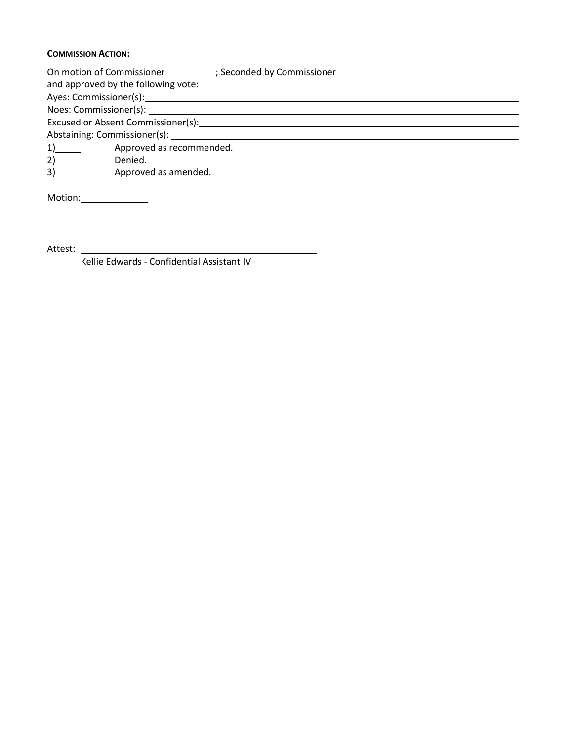---

**COMMISSION ACTION:**

On motion of Commissioner __________; Seconded by Commissioner ____________________________________
and approved by the following vote:
Ayes: Commissioner(s): ______________________________________________________________
Noes: Commissioner(s): ______________________________________________________________
Excused or Absent Commissioner(s): ______________________________________________________
Abstaining: Commissioner(s): __________________________________________________________

1)_____ Approved as recommended.
2)_____ Denied.
3)_____ Approved as amended.

Motion: ______________

Attest: ________________________________________________
Kellie Edwards - Confidential Assistant IV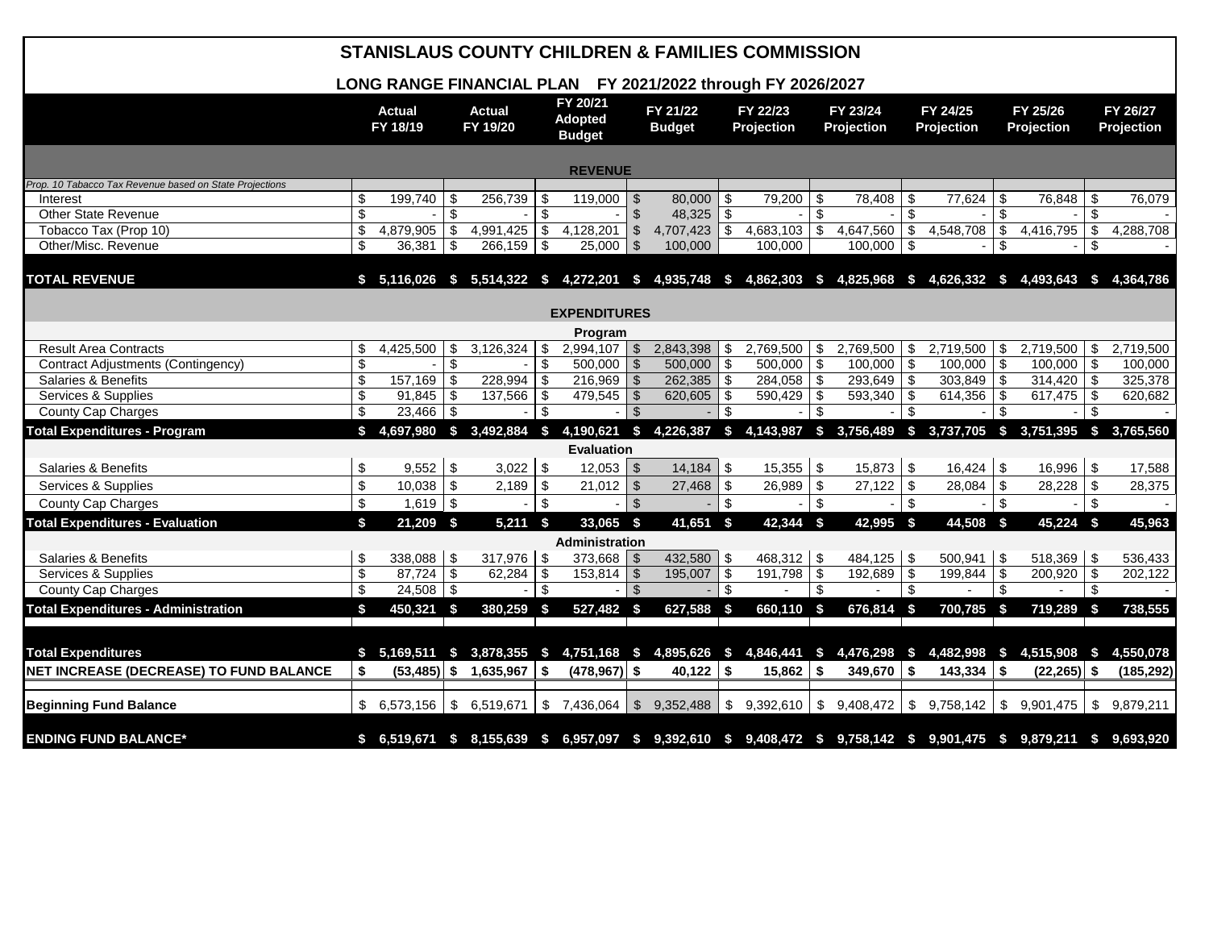# STANISLAUS COUNTY CHILDREN & FAMILIES COMMISSION

## LONG RANGE FINANCIAL PLAN FY 2021/2022 through FY 2026/2027

| | Actual FY 18/19 | Actual FY 19/20 | FY 20/21 Adopted Budget | FY 21/22 Budget | FY 22/23 Projection | FY 23/24 Projection | FY 24/25 Projection | FY 25/26 Projection | FY 26/27 Projection |
|---|---|---|---|---|---|---|---|---|---|
| **REVENUE** | | | | | | | | | |
| *Prop. 10 Tabacco Tax Revenue based on State Projections* | | | | | | | | | |
| Interest | $ 199,740 | $ 256,739 | $ 119,000 | $ 80,000 | $ 79,200 | $ 78,408 | $ 77,624 | $ 76,848 | $ 76,079 |
| Other State Revenue | $ - | $ - | $ - | $ 48,325 | $ - | $ - | $ - | $ - | $ - |
| Tobacco Tax (Prop 10) | $ 4,879,905 | $ 4,991,425 | $ 4,128,201 | $ 4,707,423 | $ 4,683,103 | $ 4,647,560 | $ 4,548,708 | $ 4,416,795 | $ 4,288,708 |
| Other/Misc. Revenue | $ 36,381 | $ 266,159 | $ 25,000 | $ 100,000 | 100,000 | 100,000 | $ - | $ - | $ - |
| **TOTAL REVENUE** | **$ 5,116,026** | **$ 5,514,322** | **$ 4,272,201** | **$ 4,935,748** | **$ 4,862,303** | **$ 4,825,968** | **$ 4,626,332** | **$ 4,493,643** | **$ 4,364,786** |
| **EXPENDITURES** | | | | | | | | | |
| **Program** | | | | | | | | | |
| Result Area Contracts | $ 4,425,500 | $ 3,126,324 | $ 2,994,107 | $ 2,843,398 | $ 2,769,500 | $ 2,769,500 | $ 2,719,500 | $ 2,719,500 | $ 2,719,500 |
| Contract Adjustments (Contingency) | $ - | $ - | $ 500,000 | $ 500,000 | $ 500,000 | $ 100,000 | $ 100,000 | $ 100,000 | $ 100,000 |
| Salaries & Benefits | $ 157,169 | $ 228,994 | $ 216,969 | $ 262,385 | $ 284,058 | $ 293,649 | $ 303,849 | $ 314,420 | $ 325,378 |
| Services & Supplies | $ 91,845 | $ 137,566 | $ 479,545 | $ 620,605 | $ 590,429 | $ 593,340 | $ 614,356 | $ 617,475 | $ 620,682 |
| County Cap Charges | $ 23,466 | $ - | $ - | $ - | $ - | $ - | $ - | $ - | $ - |
| **Total Expenditures - Program** | **$ 4,697,980** | **$ 3,492,884** | **$ 4,190,621** | **$ 4,226,387** | **$ 4,143,987** | **$ 3,756,489** | **$ 3,737,705** | **$ 3,751,395** | **$ 3,765,560** |
| **Evaluation** | | | | | | | | | |
| Salaries & Benefits | $ 9,552 | $ 3,022 | $ 12,053 | $ 14,184 | $ 15,355 | $ 15,873 | $ 16,424 | $ 16,996 | $ 17,588 |
| Services & Supplies | $ 10,038 | $ 2,189 | $ 21,012 | $ 27,468 | $ 26,989 | $ 27,122 | $ 28,084 | $ 28,228 | $ 28,375 |
| County Cap Charges | $ 1,619 | $ - | $ - | $ - | $ - | $ - | $ - | $ - | $ - |
| **Total Expenditures - Evaluation** | **$ 21,209** | **$ 5,211** | **$ 33,065** | **$ 41,651** | **$ 42,344** | **$ 42,995** | **$ 44,508** | **$ 45,224** | **$ 45,963** |
| **Administration** | | | | | | | | | |
| Salaries & Benefits | $ 338,088 | $ 317,976 | $ 373,668 | $ 432,580 | $ 468,312 | $ 484,125 | $ 500,941 | $ 518,369 | $ 536,433 |
| Services & Supplies | $ 87,724 | $ 62,284 | $ 153,814 | $ 195,007 | $ 191,798 | $ 192,689 | $ 199,844 | $ 200,920 | $ 202,122 |
| County Cap Charges | $ 24,508 | $ - | $ - | $ - | $ - | $ - | $ - | $ - | $ - |
| **Total Expenditures - Administration** | **$ 450,321** | **$ 380,259** | **$ 527,482** | **$ 627,588** | **$ 660,110** | **$ 676,814** | **$ 700,785** | **$ 719,289** | **$ 738,555** |
| **Total Expenditures** | **$ 5,169,511** | **$ 3,878,355** | **$ 4,751,168** | **$ 4,895,626** | **$ 4,846,441** | **$ 4,476,298** | **$ 4,482,998** | **$ 4,515,908** | **$ 4,550,078** |
| **NET INCREASE (DECREASE) TO FUND BALANCE** | **$ (53,485)** | **$ 1,635,967** | **$ (478,967)** | **$ 40,122** | **$ 15,862** | **$ 349,670** | **$ 143,334** | **$ (22,265)** | **$ (185,292)** |
| **Beginning Fund Balance** | $ 6,573,156 | $ 6,519,671 | $ 7,436,064 | $ 9,352,488 | $ 9,392,610 | $ 9,408,472 | $ 9,758,142 | $ 9,901,475 | $ 9,879,211 |
| **ENDING FUND BALANCE*** | **$ 6,519,671** | **$ 8,155,639** | **$ 6,957,097** | **$ 9,392,610** | **$ 9,408,472** | **$ 9,758,142** | **$ 9,901,475** | **$ 9,879,211** | **$ 9,693,920** |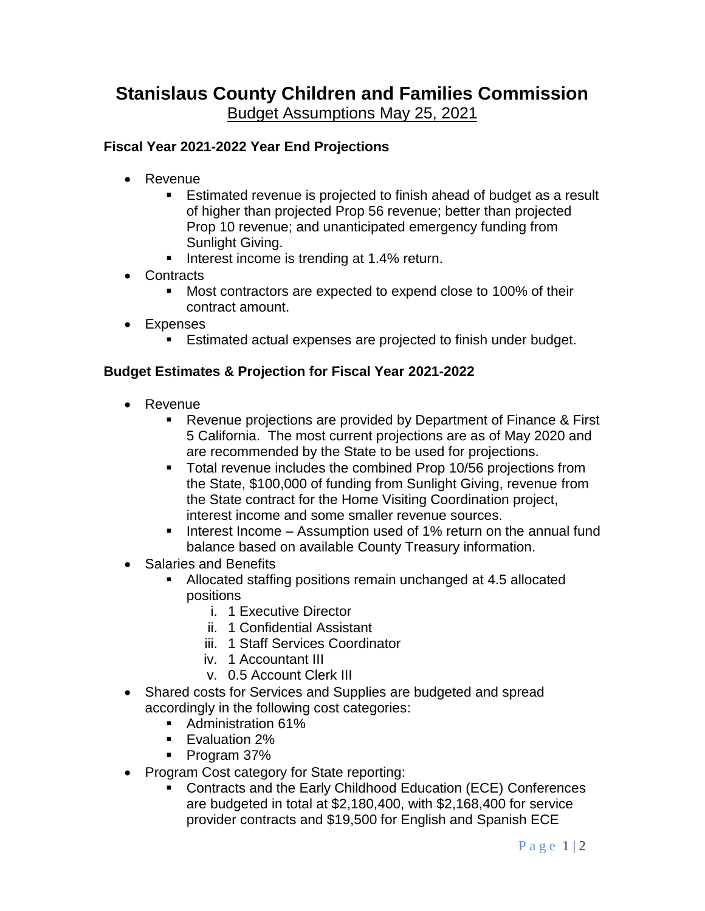# Stanislaus County Children and Families Commission

Budget Assumptions May 25, 2021

### Fiscal Year 2021-2022 Year End Projections

- Revenue
  - Estimated revenue is projected to finish ahead of budget as a result of higher than projected Prop 56 revenue; better than projected Prop 10 revenue; and unanticipated emergency funding from Sunlight Giving.
  - Interest income is trending at 1.4% return.
- Contracts
  - Most contractors are expected to expend close to 100% of their contract amount.
- Expenses
  - Estimated actual expenses are projected to finish under budget.

### Budget Estimates & Projection for Fiscal Year 2021-2022

- Revenue
  - Revenue projections are provided by Department of Finance & First 5 California. The most current projections are as of May 2020 and are recommended by the State to be used for projections.
  - Total revenue includes the combined Prop 10/56 projections from the State, $100,000 of funding from Sunlight Giving, revenue from the State contract for the Home Visiting Coordination project, interest income and some smaller revenue sources.
  - Interest Income – Assumption used of 1% return on the annual fund balance based on available County Treasury information.
- Salaries and Benefits
  - Allocated staffing positions remain unchanged at 4.5 allocated positions
    1. 1 Executive Director
    2. 1 Confidential Assistant
    3. 1 Staff Services Coordinator
    4. 1 Accountant III
    5. 0.5 Account Clerk III
- Shared costs for Services and Supplies are budgeted and spread accordingly in the following cost categories:
  - Administration 61%
  - Evaluation 2%
  - Program 37%
- Program Cost category for State reporting:
  - Contracts and the Early Childhood Education (ECE) Conferences are budgeted in total at $2,180,400, with $2,168,400 for service provider contracts and $19,500 for English and Spanish ECE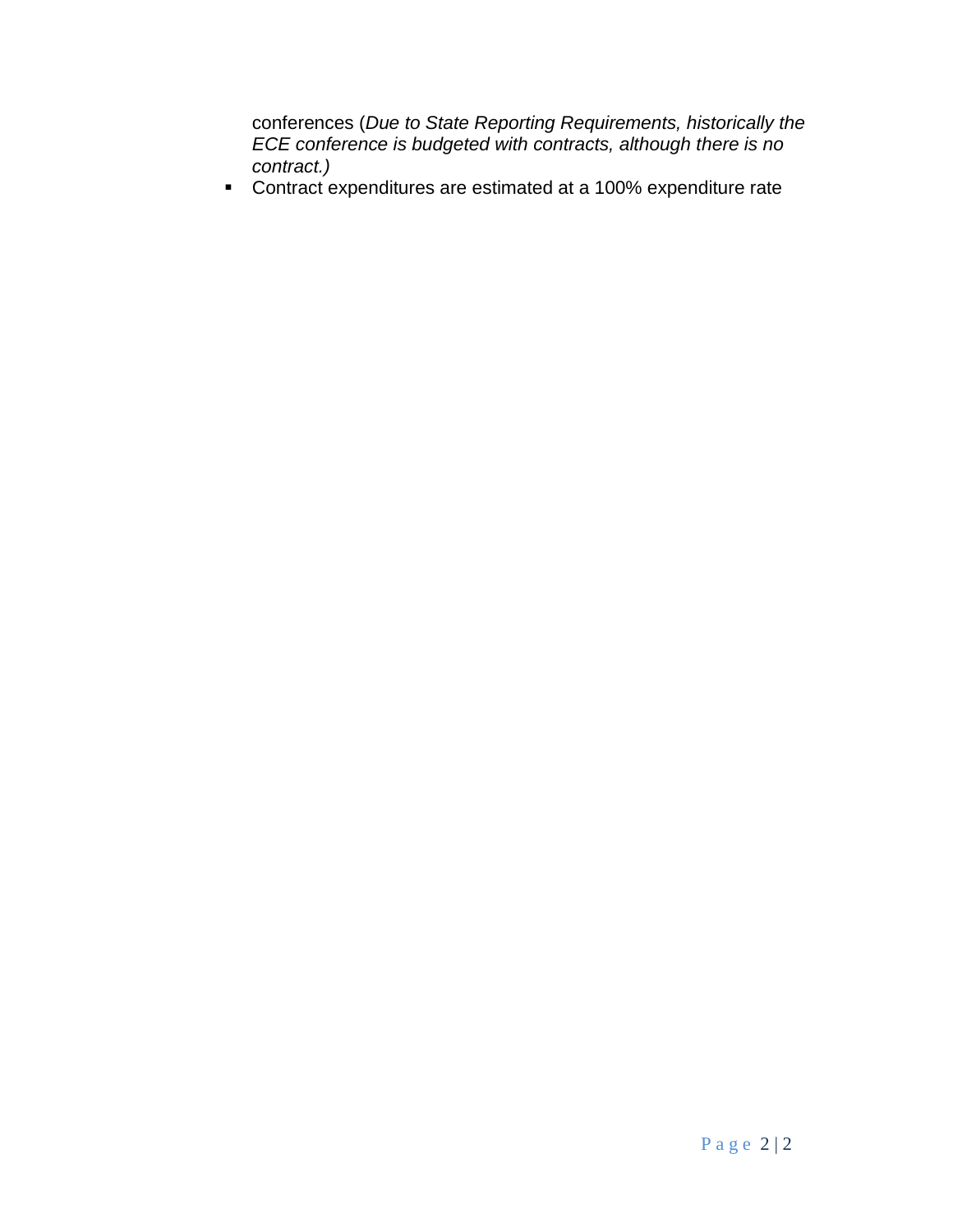conferences (*Due to State Reporting Requirements, historically the ECE conference is budgeted with contracts, although there is no contract.)*

- Contract expenditures are estimated at a 100% expenditure rate